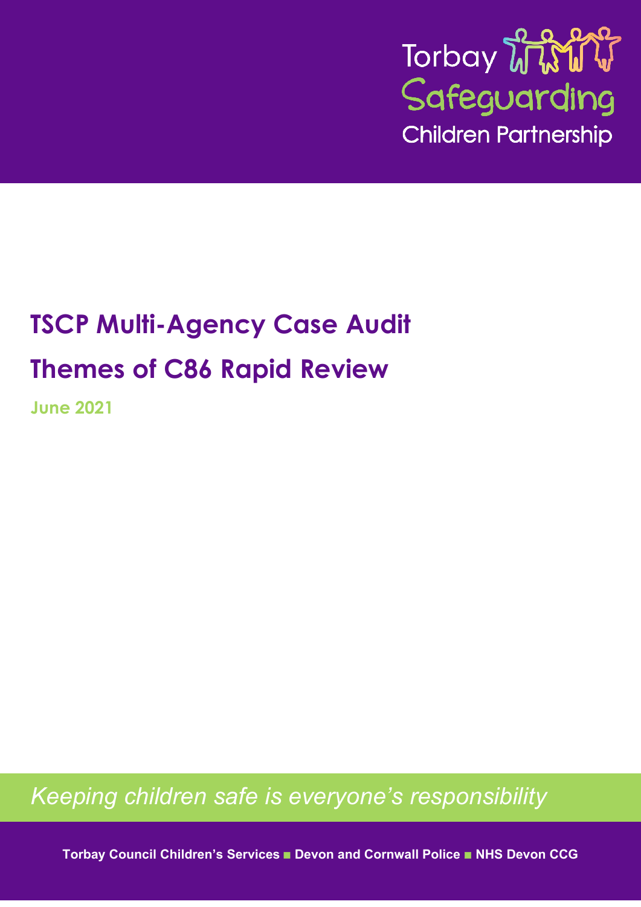Torbay Safeguarding Children Partnership

# TSCP Multi-Agency Case Audit

# Themes of C86 Rapid Review

**June 2021**

*Keeping children safe is everyone's responsibility*

**Torbay Council Children's Services ■ Devon and Cornwall Police ■ NHS Devon CCG**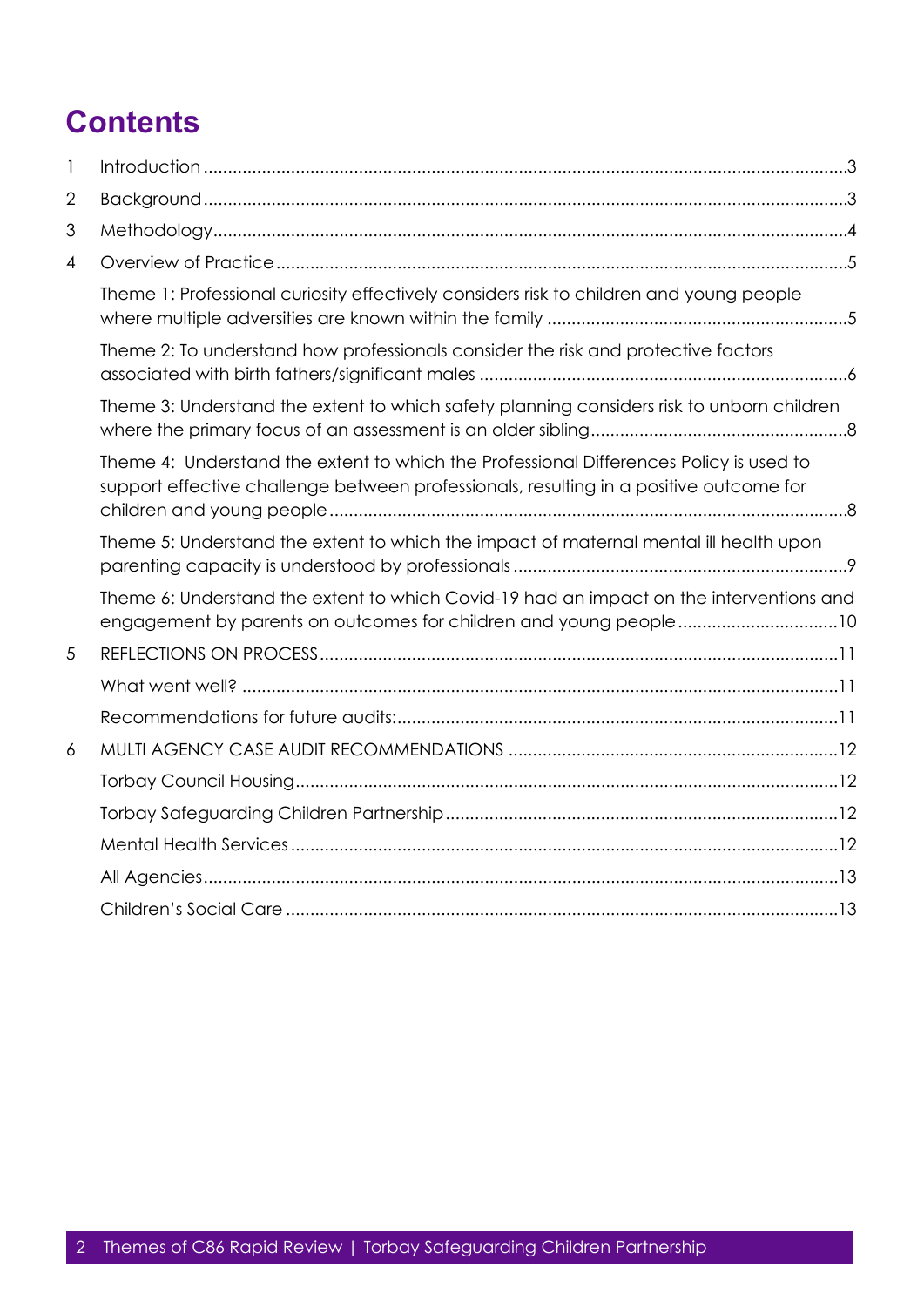# Contents

| | | |
|---|---|---|
| 1 | Introduction | 3 |
| 2 | Background | 3 |
| 3 | Methodology | 4 |
| 4 | Overview of Practice | 5 |
| | Theme 1: Professional curiosity effectively considers risk to children and young people where multiple adversities are known within the family | 5 |
| | Theme 2: To understand how professionals consider the risk and protective factors associated with birth fathers/significant males | 6 |
| | Theme 3: Understand the extent to which safety planning considers risk to unborn children where the primary focus of an assessment is an older sibling | 8 |
| | Theme 4: Understand the extent to which the Professional Differences Policy is used to support effective challenge between professionals, resulting in a positive outcome for children and young people | 8 |
| | Theme 5: Understand the extent to which the impact of maternal mental ill health upon parenting capacity is understood by professionals | 9 |
| | Theme 6: Understand the extent to which Covid-19 had an impact on the interventions and engagement by parents on outcomes for children and young people | 10 |
| 5 | REFLECTIONS ON PROCESS | 11 |
| | What went well? | 11 |
| | Recommendations for future audits: | 11 |
| 6 | MULTI AGENCY CASE AUDIT RECOMMENDATIONS | 12 |
| | Torbay Council Housing | 12 |
| | Torbay Safeguarding Children Partnership | 12 |
| | Mental Health Services | 12 |
| | All Agencies | 13 |
| | Children's Social Care | 13 |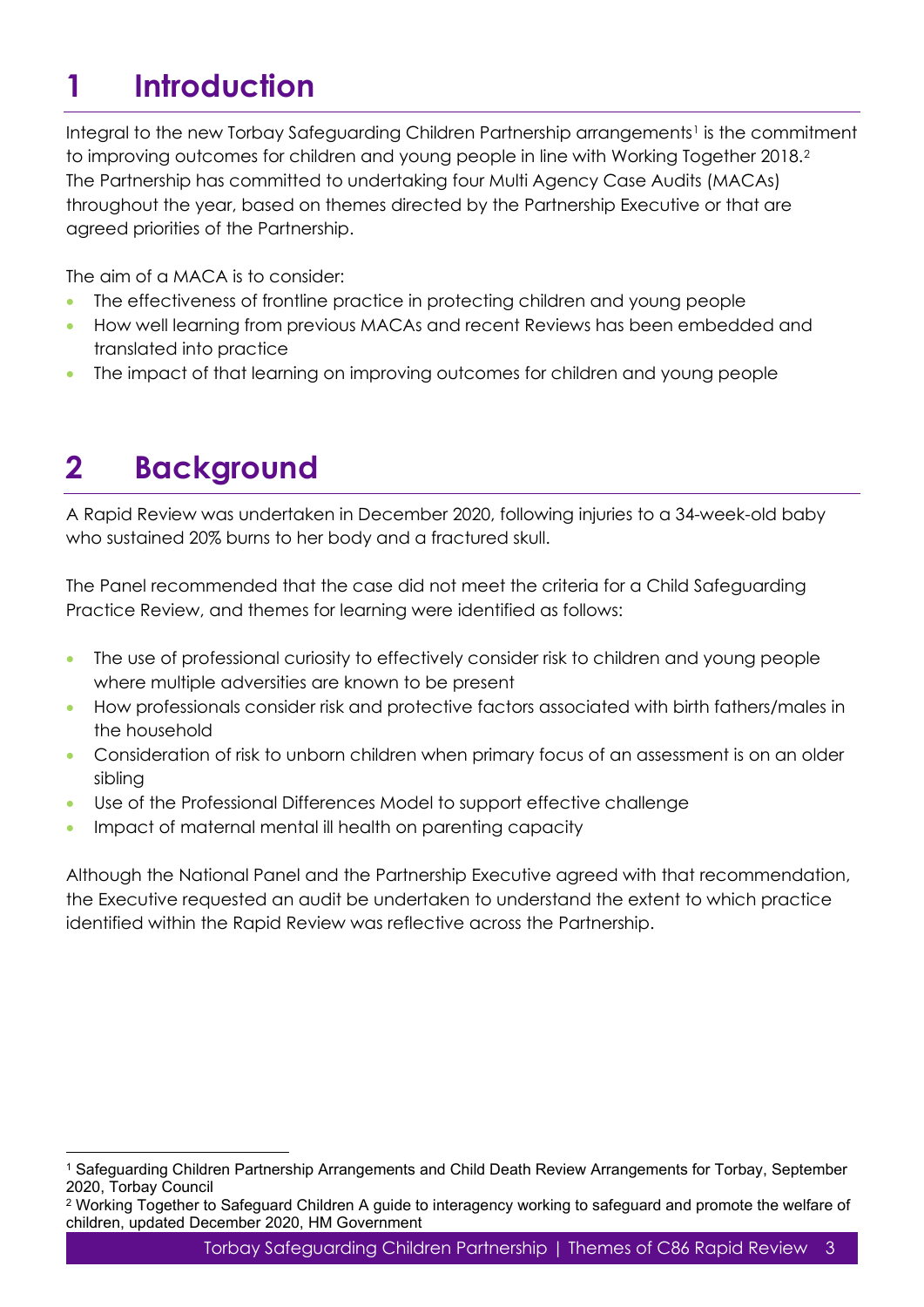# 1 Introduction

Integral to the new Torbay Safeguarding Children Partnership arrangements[1] is the commitment to improving outcomes for children and young people in line with Working Together 2018.[2] The Partnership has committed to undertaking four Multi Agency Case Audits (MACAs) throughout the year, based on themes directed by the Partnership Executive or that are agreed priorities of the Partnership.

The aim of a MACA is to consider:

- The effectiveness of frontline practice in protecting children and young people
- How well learning from previous MACAs and recent Reviews has been embedded and translated into practice
- The impact of that learning on improving outcomes for children and young people

# 2 Background

A Rapid Review was undertaken in December 2020, following injuries to a 34-week-old baby who sustained 20% burns to her body and a fractured skull.

The Panel recommended that the case did not meet the criteria for a Child Safeguarding Practice Review, and themes for learning were identified as follows:

- The use of professional curiosity to effectively consider risk to children and young people where multiple adversities are known to be present
- How professionals consider risk and protective factors associated with birth fathers/males in the household
- Consideration of risk to unborn children when primary focus of an assessment is on an older sibling
- Use of the Professional Differences Model to support effective challenge
- Impact of maternal mental ill health on parenting capacity

Although the National Panel and the Partnership Executive agreed with that recommendation, the Executive requested an audit be undertaken to understand the extent to which practice identified within the Rapid Review was reflective across the Partnership.

---

[1] Safeguarding Children Partnership Arrangements and Child Death Review Arrangements for Torbay, September 2020, Torbay Council

[2] Working Together to Safeguard Children A guide to interagency working to safeguard and promote the welfare of children, updated December 2020, HM Government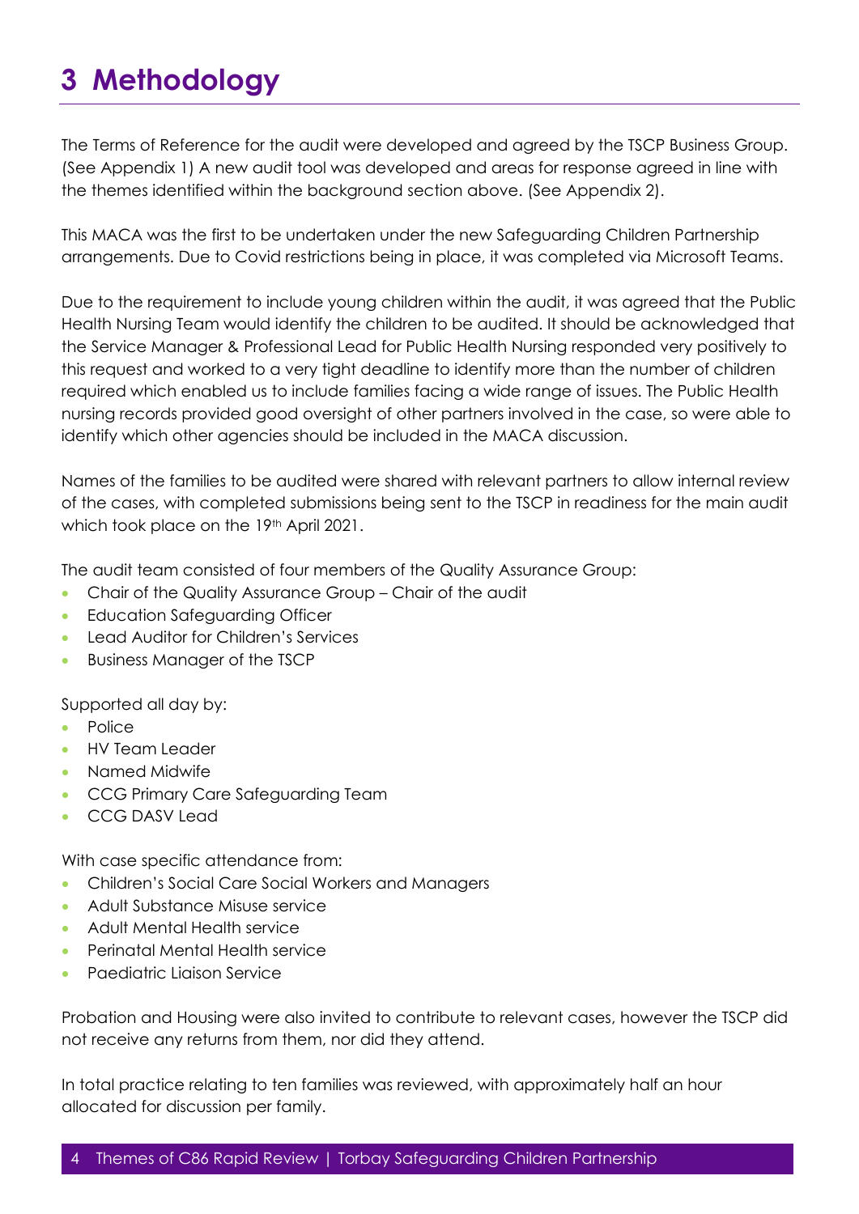# 3 Methodology

The Terms of Reference for the audit were developed and agreed by the TSCP Business Group. (See Appendix 1) A new audit tool was developed and areas for response agreed in line with the themes identified within the background section above. (See Appendix 2).

This MACA was the first to be undertaken under the new Safeguarding Children Partnership arrangements. Due to Covid restrictions being in place, it was completed via Microsoft Teams.

Due to the requirement to include young children within the audit, it was agreed that the Public Health Nursing Team would identify the children to be audited. It should be acknowledged that the Service Manager & Professional Lead for Public Health Nursing responded very positively to this request and worked to a very tight deadline to identify more than the number of children required which enabled us to include families facing a wide range of issues. The Public Health nursing records provided good oversight of other partners involved in the case, so were able to identify which other agencies should be included in the MACA discussion.

Names of the families to be audited were shared with relevant partners to allow internal review of the cases, with completed submissions being sent to the TSCP in readiness for the main audit which took place on the 19th April 2021.

The audit team consisted of four members of the Quality Assurance Group:

- Chair of the Quality Assurance Group – Chair of the audit
- Education Safeguarding Officer
- Lead Auditor for Children's Services
- Business Manager of the TSCP

Supported all day by:

- Police
- HV Team Leader
- Named Midwife
- CCG Primary Care Safeguarding Team
- CCG DASV Lead

With case specific attendance from:

- Children's Social Care Social Workers and Managers
- Adult Substance Misuse service
- Adult Mental Health service
- Perinatal Mental Health service
- Paediatric Liaison Service

Probation and Housing were also invited to contribute to relevant cases, however the TSCP did not receive any returns from them, nor did they attend.

In total practice relating to ten families was reviewed, with approximately half an hour allocated for discussion per family.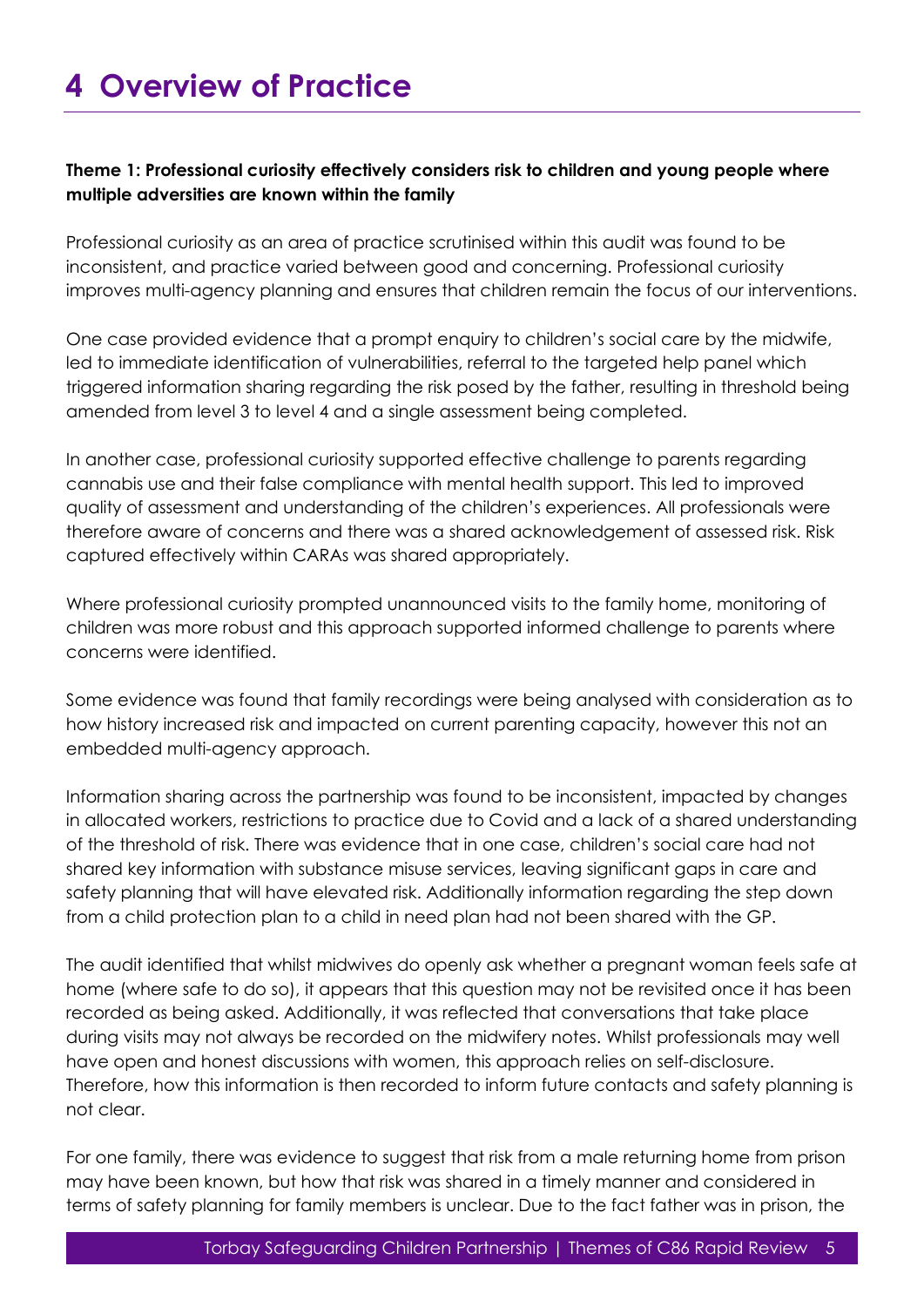# 4 Overview of Practice

**Theme 1: Professional curiosity effectively considers risk to children and young people where multiple adversities are known within the family**

Professional curiosity as an area of practice scrutinised within this audit was found to be inconsistent, and practice varied between good and concerning. Professional curiosity improves multi-agency planning and ensures that children remain the focus of our interventions.

One case provided evidence that a prompt enquiry to children's social care by the midwife, led to immediate identification of vulnerabilities, referral to the targeted help panel which triggered information sharing regarding the risk posed by the father, resulting in threshold being amended from level 3 to level 4 and a single assessment being completed.

In another case, professional curiosity supported effective challenge to parents regarding cannabis use and their false compliance with mental health support. This led to improved quality of assessment and understanding of the children's experiences. All professionals were therefore aware of concerns and there was a shared acknowledgement of assessed risk. Risk captured effectively within CARAs was shared appropriately.

Where professional curiosity prompted unannounced visits to the family home, monitoring of children was more robust and this approach supported informed challenge to parents where concerns were identified.

Some evidence was found that family recordings were being analysed with consideration as to how history increased risk and impacted on current parenting capacity, however this not an embedded multi-agency approach.

Information sharing across the partnership was found to be inconsistent, impacted by changes in allocated workers, restrictions to practice due to Covid and a lack of a shared understanding of the threshold of risk. There was evidence that in one case, children's social care had not shared key information with substance misuse services, leaving significant gaps in care and safety planning that will have elevated risk. Additionally information regarding the step down from a child protection plan to a child in need plan had not been shared with the GP.

The audit identified that whilst midwives do openly ask whether a pregnant woman feels safe at home (where safe to do so), it appears that this question may not be revisited once it has been recorded as being asked. Additionally, it was reflected that conversations that take place during visits may not always be recorded on the midwifery notes. Whilst professionals may well have open and honest discussions with women, this approach relies on self-disclosure. Therefore, how this information is then recorded to inform future contacts and safety planning is not clear.

For one family, there was evidence to suggest that risk from a male returning home from prison may have been known, but how that risk was shared in a timely manner and considered in terms of safety planning for family members is unclear. Due to the fact father was in prison, the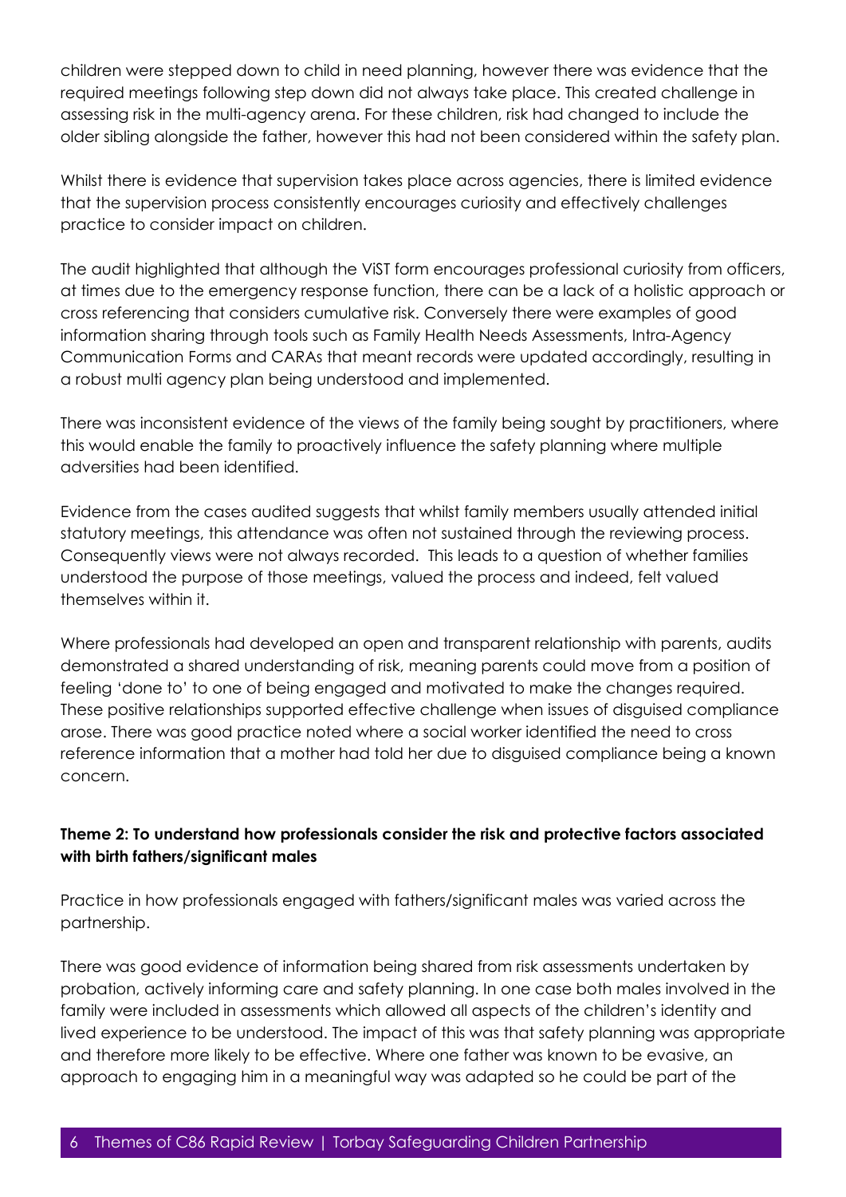children were stepped down to child in need planning, however there was evidence that the required meetings following step down did not always take place. This created challenge in assessing risk in the multi-agency arena. For these children, risk had changed to include the older sibling alongside the father, however this had not been considered within the safety plan.

Whilst there is evidence that supervision takes place across agencies, there is limited evidence that the supervision process consistently encourages curiosity and effectively challenges practice to consider impact on children.

The audit highlighted that although the ViST form encourages professional curiosity from officers, at times due to the emergency response function, there can be a lack of a holistic approach or cross referencing that considers cumulative risk. Conversely there were examples of good information sharing through tools such as Family Health Needs Assessments, Intra-Agency Communication Forms and CARAs that meant records were updated accordingly, resulting in a robust multi agency plan being understood and implemented.

There was inconsistent evidence of the views of the family being sought by practitioners, where this would enable the family to proactively influence the safety planning where multiple adversities had been identified.

Evidence from the cases audited suggests that whilst family members usually attended initial statutory meetings, this attendance was often not sustained through the reviewing process. Consequently views were not always recorded. This leads to a question of whether families understood the purpose of those meetings, valued the process and indeed, felt valued themselves within it.

Where professionals had developed an open and transparent relationship with parents, audits demonstrated a shared understanding of risk, meaning parents could move from a position of feeling 'done to' to one of being engaged and motivated to make the changes required. These positive relationships supported effective challenge when issues of disguised compliance arose. There was good practice noted where a social worker identified the need to cross reference information that a mother had told her due to disguised compliance being a known concern.

**Theme 2: To understand how professionals consider the risk and protective factors associated with birth fathers/significant males**

Practice in how professionals engaged with fathers/significant males was varied across the partnership.

There was good evidence of information being shared from risk assessments undertaken by probation, actively informing care and safety planning. In one case both males involved in the family were included in assessments which allowed all aspects of the children's identity and lived experience to be understood. The impact of this was that safety planning was appropriate and therefore more likely to be effective. Where one father was known to be evasive, an approach to engaging him in a meaningful way was adapted so he could be part of the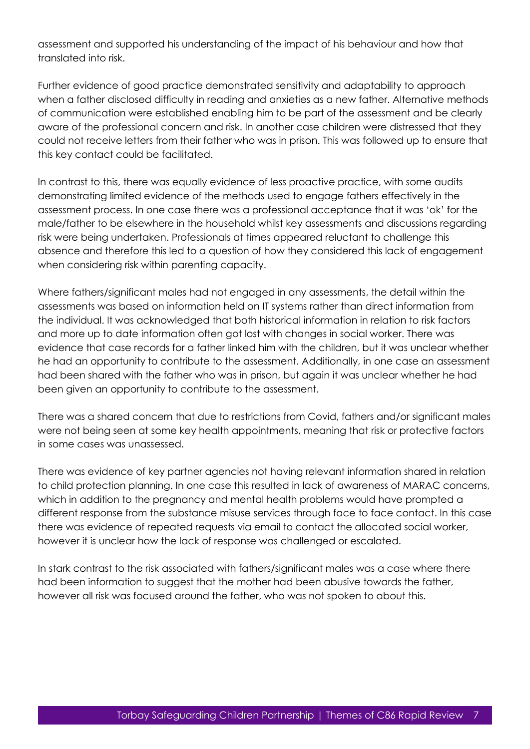assessment and supported his understanding of the impact of his behaviour and how that translated into risk.

Further evidence of good practice demonstrated sensitivity and adaptability to approach when a father disclosed difficulty in reading and anxieties as a new father. Alternative methods of communication were established enabling him to be part of the assessment and be clearly aware of the professional concern and risk. In another case children were distressed that they could not receive letters from their father who was in prison. This was followed up to ensure that this key contact could be facilitated.

In contrast to this, there was equally evidence of less proactive practice, with some audits demonstrating limited evidence of the methods used to engage fathers effectively in the assessment process. In one case there was a professional acceptance that it was 'ok' for the male/father to be elsewhere in the household whilst key assessments and discussions regarding risk were being undertaken. Professionals at times appeared reluctant to challenge this absence and therefore this led to a question of how they considered this lack of engagement when considering risk within parenting capacity.

Where fathers/significant males had not engaged in any assessments, the detail within the assessments was based on information held on IT systems rather than direct information from the individual. It was acknowledged that both historical information in relation to risk factors and more up to date information often got lost with changes in social worker. There was evidence that case records for a father linked him with the children, but it was unclear whether he had an opportunity to contribute to the assessment. Additionally, in one case an assessment had been shared with the father who was in prison, but again it was unclear whether he had been given an opportunity to contribute to the assessment.

There was a shared concern that due to restrictions from Covid, fathers and/or significant males were not being seen at some key health appointments, meaning that risk or protective factors in some cases was unassessed.

There was evidence of key partner agencies not having relevant information shared in relation to child protection planning. In one case this resulted in lack of awareness of MARAC concerns, which in addition to the pregnancy and mental health problems would have prompted a different response from the substance misuse services through face to face contact. In this case there was evidence of repeated requests via email to contact the allocated social worker, however it is unclear how the lack of response was challenged or escalated.

In stark contrast to the risk associated with fathers/significant males was a case where there had been information to suggest that the mother had been abusive towards the father, however all risk was focused around the father, who was not spoken to about this.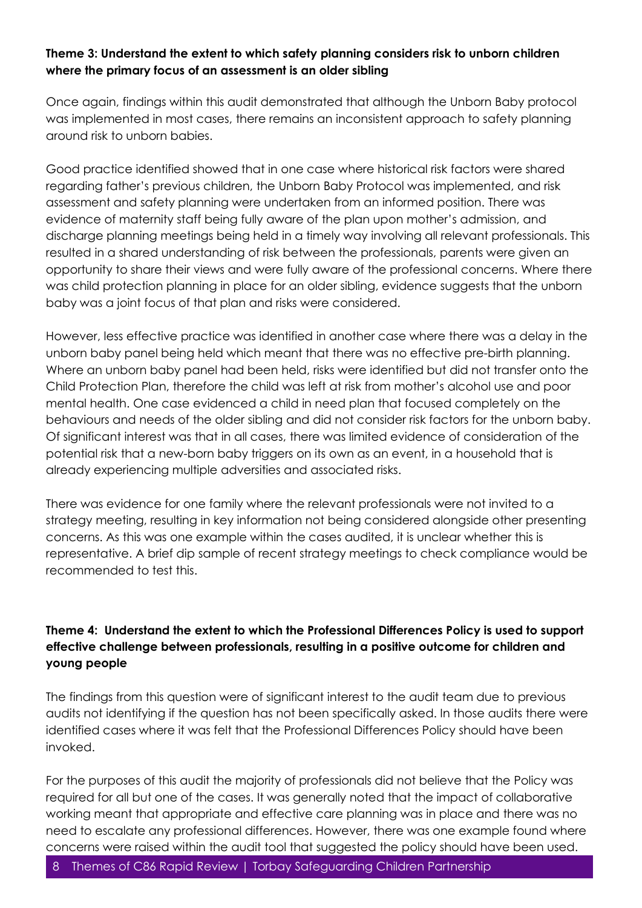**Theme 3: Understand the extent to which safety planning considers risk to unborn children where the primary focus of an assessment is an older sibling**

Once again, findings within this audit demonstrated that although the Unborn Baby protocol was implemented in most cases, there remains an inconsistent approach to safety planning around risk to unborn babies.

Good practice identified showed that in one case where historical risk factors were shared regarding father's previous children, the Unborn Baby Protocol was implemented, and risk assessment and safety planning were undertaken from an informed position. There was evidence of maternity staff being fully aware of the plan upon mother's admission, and discharge planning meetings being held in a timely way involving all relevant professionals. This resulted in a shared understanding of risk between the professionals, parents were given an opportunity to share their views and were fully aware of the professional concerns. Where there was child protection planning in place for an older sibling, evidence suggests that the unborn baby was a joint focus of that plan and risks were considered.

However, less effective practice was identified in another case where there was a delay in the unborn baby panel being held which meant that there was no effective pre-birth planning. Where an unborn baby panel had been held, risks were identified but did not transfer onto the Child Protection Plan, therefore the child was left at risk from mother's alcohol use and poor mental health. One case evidenced a child in need plan that focused completely on the behaviours and needs of the older sibling and did not consider risk factors for the unborn baby. Of significant interest was that in all cases, there was limited evidence of consideration of the potential risk that a new-born baby triggers on its own as an event, in a household that is already experiencing multiple adversities and associated risks.

There was evidence for one family where the relevant professionals were not invited to a strategy meeting, resulting in key information not being considered alongside other presenting concerns. As this was one example within the cases audited, it is unclear whether this is representative. A brief dip sample of recent strategy meetings to check compliance would be recommended to test this.

**Theme 4: Understand the extent to which the Professional Differences Policy is used to support effective challenge between professionals, resulting in a positive outcome for children and young people**

The findings from this question were of significant interest to the audit team due to previous audits not identifying if the question has not been specifically asked. In those audits there were identified cases where it was felt that the Professional Differences Policy should have been invoked.

For the purposes of this audit the majority of professionals did not believe that the Policy was required for all but one of the cases. It was generally noted that the impact of collaborative working meant that appropriate and effective care planning was in place and there was no need to escalate any professional differences. However, there was one example found where concerns were raised within the audit tool that suggested the policy should have been used.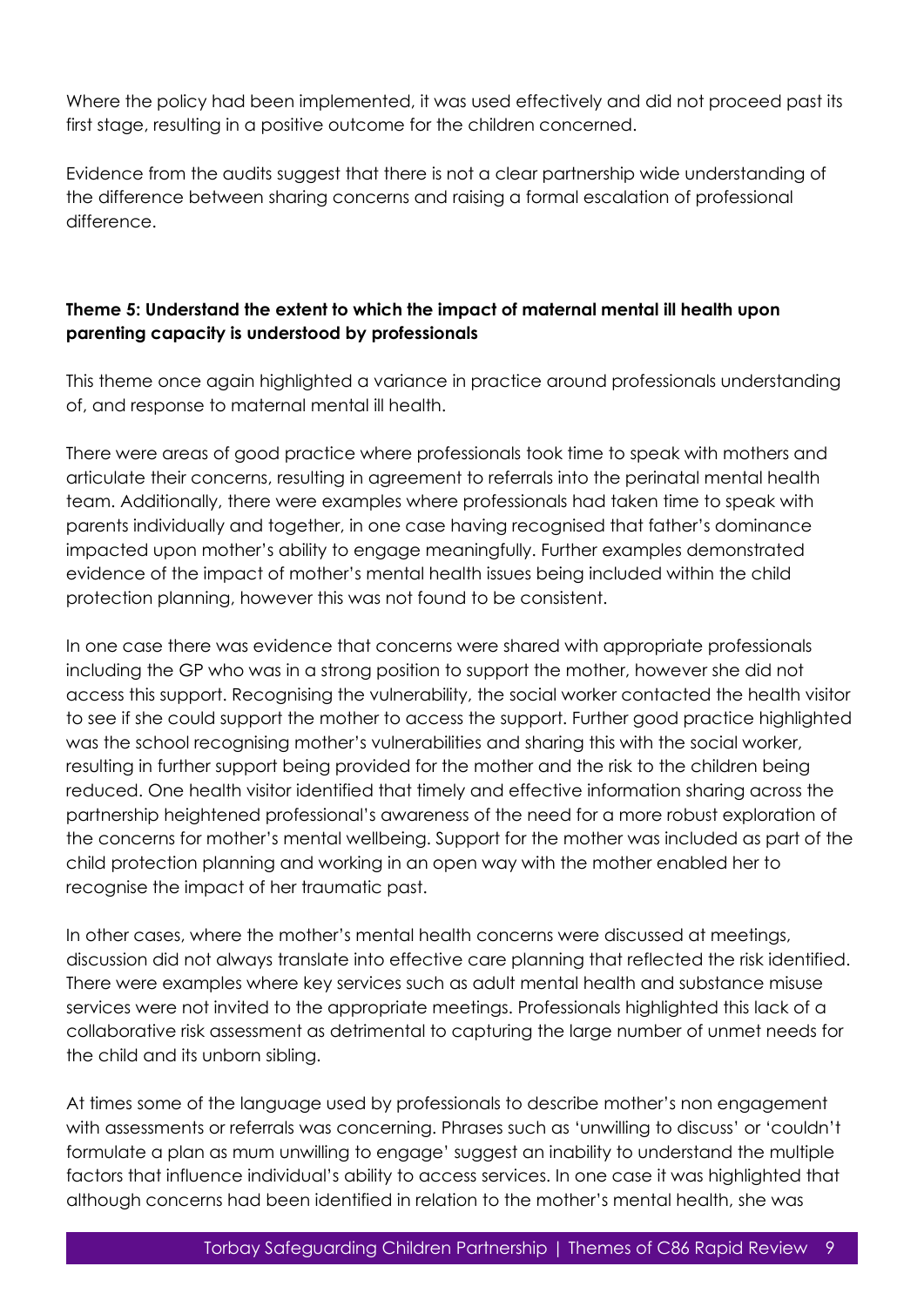Where the policy had been implemented, it was used effectively and did not proceed past its first stage, resulting in a positive outcome for the children concerned.

Evidence from the audits suggest that there is not a clear partnership wide understanding of the difference between sharing concerns and raising a formal escalation of professional difference.

**Theme 5: Understand the extent to which the impact of maternal mental ill health upon parenting capacity is understood by professionals**

This theme once again highlighted a variance in practice around professionals understanding of, and response to maternal mental ill health.

There were areas of good practice where professionals took time to speak with mothers and articulate their concerns, resulting in agreement to referrals into the perinatal mental health team. Additionally, there were examples where professionals had taken time to speak with parents individually and together, in one case having recognised that father's dominance impacted upon mother's ability to engage meaningfully. Further examples demonstrated evidence of the impact of mother's mental health issues being included within the child protection planning, however this was not found to be consistent.

In one case there was evidence that concerns were shared with appropriate professionals including the GP who was in a strong position to support the mother, however she did not access this support. Recognising the vulnerability, the social worker contacted the health visitor to see if she could support the mother to access the support. Further good practice highlighted was the school recognising mother's vulnerabilities and sharing this with the social worker, resulting in further support being provided for the mother and the risk to the children being reduced. One health visitor identified that timely and effective information sharing across the partnership heightened professional's awareness of the need for a more robust exploration of the concerns for mother's mental wellbeing. Support for the mother was included as part of the child protection planning and working in an open way with the mother enabled her to recognise the impact of her traumatic past.

In other cases, where the mother's mental health concerns were discussed at meetings, discussion did not always translate into effective care planning that reflected the risk identified. There were examples where key services such as adult mental health and substance misuse services were not invited to the appropriate meetings. Professionals highlighted this lack of a collaborative risk assessment as detrimental to capturing the large number of unmet needs for the child and its unborn sibling.

At times some of the language used by professionals to describe mother's non engagement with assessments or referrals was concerning. Phrases such as 'unwilling to discuss' or 'couldn't formulate a plan as mum unwilling to engage' suggest an inability to understand the multiple factors that influence individual's ability to access services. In one case it was highlighted that although concerns had been identified in relation to the mother's mental health, she was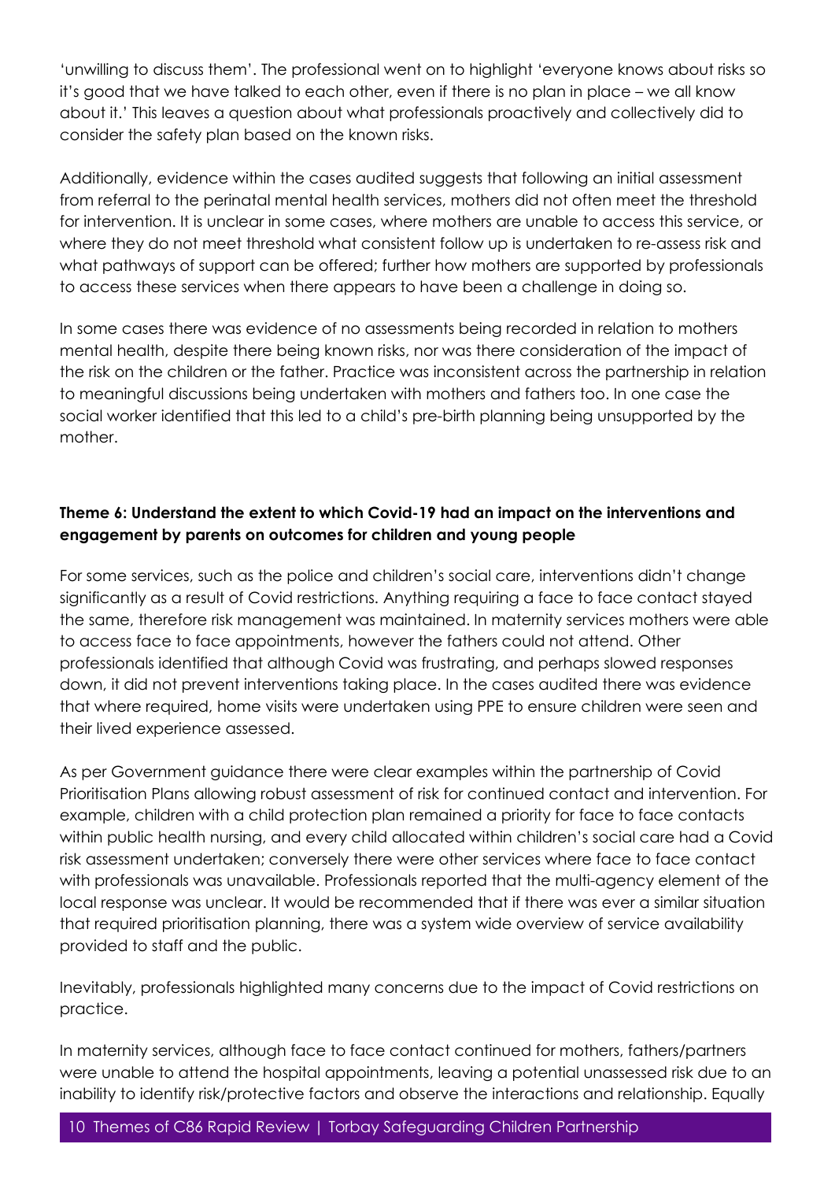'unwilling to discuss them'. The professional went on to highlight 'everyone knows about risks so it's good that we have talked to each other, even if there is no plan in place – we all know about it.' This leaves a question about what professionals proactively and collectively did to consider the safety plan based on the known risks.

Additionally, evidence within the cases audited suggests that following an initial assessment from referral to the perinatal mental health services, mothers did not often meet the threshold for intervention. It is unclear in some cases, where mothers are unable to access this service, or where they do not meet threshold what consistent follow up is undertaken to re-assess risk and what pathways of support can be offered; further how mothers are supported by professionals to access these services when there appears to have been a challenge in doing so.

In some cases there was evidence of no assessments being recorded in relation to mothers mental health, despite there being known risks, nor was there consideration of the impact of the risk on the children or the father. Practice was inconsistent across the partnership in relation to meaningful discussions being undertaken with mothers and fathers too. In one case the social worker identified that this led to a child's pre-birth planning being unsupported by the mother.

**Theme 6: Understand the extent to which Covid-19 had an impact on the interventions and engagement by parents on outcomes for children and young people**

For some services, such as the police and children's social care, interventions didn't change significantly as a result of Covid restrictions. Anything requiring a face to face contact stayed the same, therefore risk management was maintained. In maternity services mothers were able to access face to face appointments, however the fathers could not attend. Other professionals identified that although Covid was frustrating, and perhaps slowed responses down, it did not prevent interventions taking place. In the cases audited there was evidence that where required, home visits were undertaken using PPE to ensure children were seen and their lived experience assessed.

As per Government guidance there were clear examples within the partnership of Covid Prioritisation Plans allowing robust assessment of risk for continued contact and intervention. For example, children with a child protection plan remained a priority for face to face contacts within public health nursing, and every child allocated within children's social care had a Covid risk assessment undertaken; conversely there were other services where face to face contact with professionals was unavailable. Professionals reported that the multi-agency element of the local response was unclear. It would be recommended that if there was ever a similar situation that required prioritisation planning, there was a system wide overview of service availability provided to staff and the public.

Inevitably, professionals highlighted many concerns due to the impact of Covid restrictions on practice.

In maternity services, although face to face contact continued for mothers, fathers/partners were unable to attend the hospital appointments, leaving a potential unassessed risk due to an inability to identify risk/protective factors and observe the interactions and relationship. Equally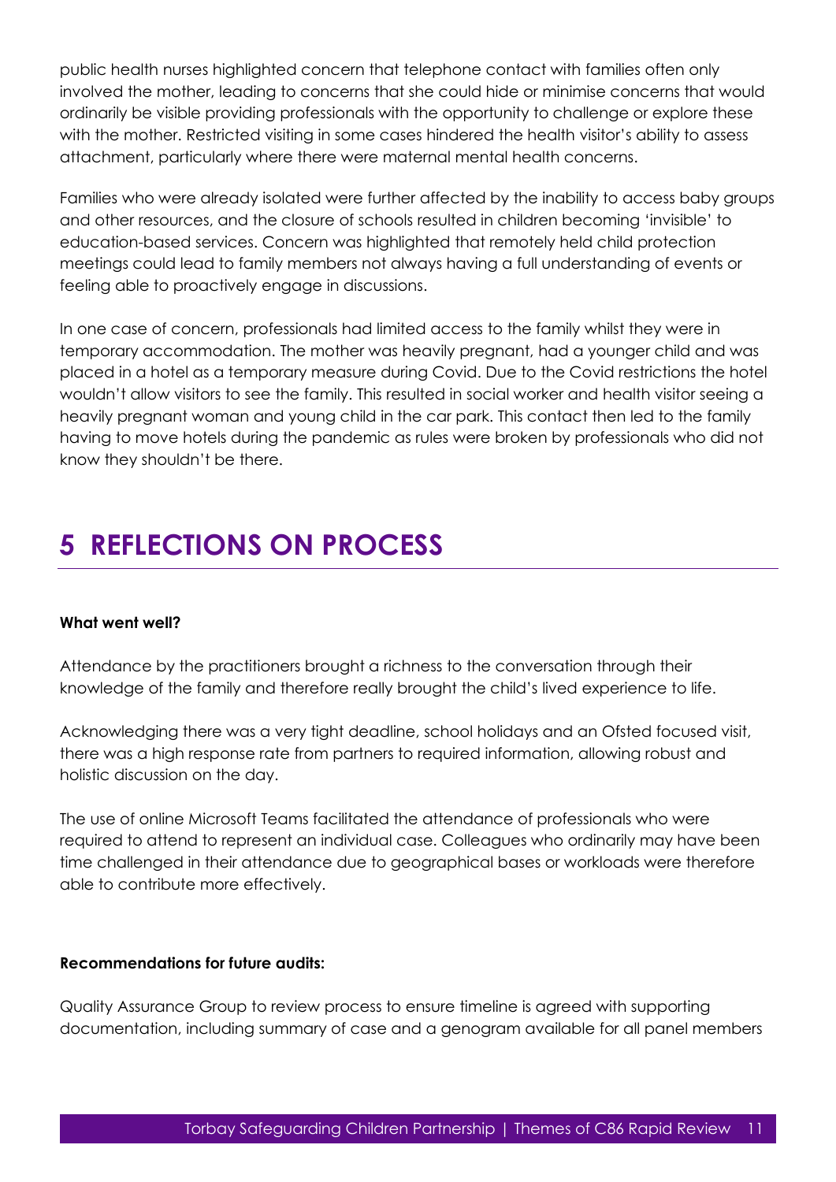public health nurses highlighted concern that telephone contact with families often only involved the mother, leading to concerns that she could hide or minimise concerns that would ordinarily be visible providing professionals with the opportunity to challenge or explore these with the mother. Restricted visiting in some cases hindered the health visitor's ability to assess attachment, particularly where there were maternal mental health concerns.

Families who were already isolated were further affected by the inability to access baby groups and other resources, and the closure of schools resulted in children becoming 'invisible' to education-based services. Concern was highlighted that remotely held child protection meetings could lead to family members not always having a full understanding of events or feeling able to proactively engage in discussions.

In one case of concern, professionals had limited access to the family whilst they were in temporary accommodation. The mother was heavily pregnant, had a younger child and was placed in a hotel as a temporary measure during Covid. Due to the Covid restrictions the hotel wouldn't allow visitors to see the family. This resulted in social worker and health visitor seeing a heavily pregnant woman and young child in the car park. This contact then led to the family having to move hotels during the pandemic as rules were broken by professionals who did not know they shouldn't be there.

# 5 REFLECTIONS ON PROCESS

**What went well?**

Attendance by the practitioners brought a richness to the conversation through their knowledge of the family and therefore really brought the child's lived experience to life.

Acknowledging there was a very tight deadline, school holidays and an Ofsted focused visit, there was a high response rate from partners to required information, allowing robust and holistic discussion on the day.

The use of online Microsoft Teams facilitated the attendance of professionals who were required to attend to represent an individual case. Colleagues who ordinarily may have been time challenged in their attendance due to geographical bases or workloads were therefore able to contribute more effectively.

**Recommendations for future audits:**

Quality Assurance Group to review process to ensure timeline is agreed with supporting documentation, including summary of case and a genogram available for all panel members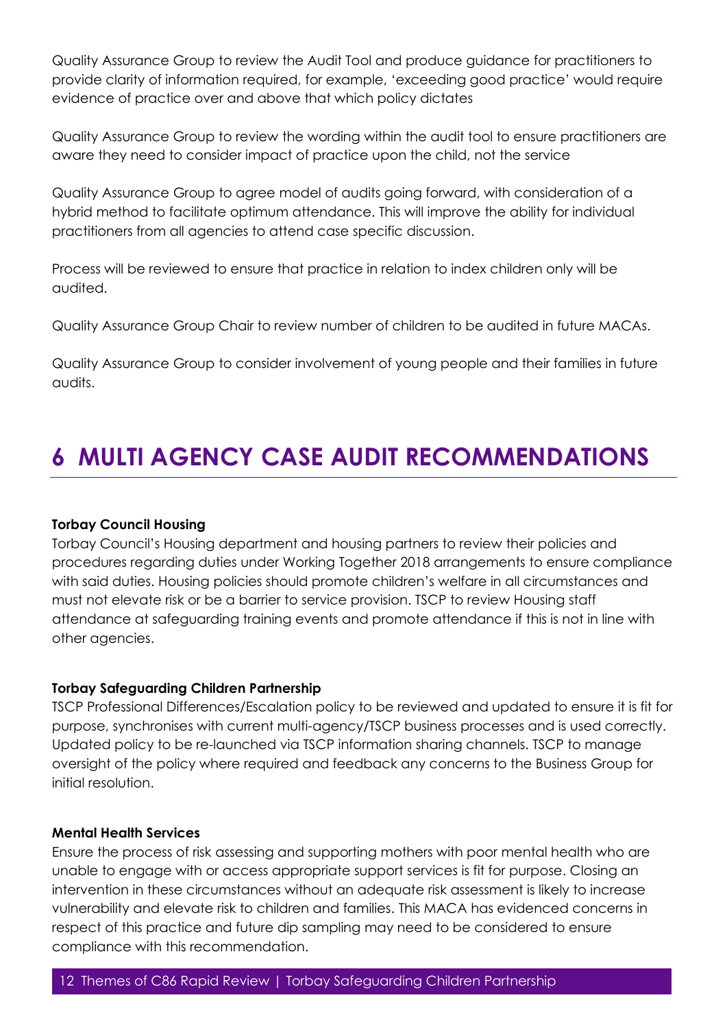Quality Assurance Group to review the Audit Tool and produce guidance for practitioners to provide clarity of information required, for example, 'exceeding good practice' would require evidence of practice over and above that which policy dictates

Quality Assurance Group to review the wording within the audit tool to ensure practitioners are aware they need to consider impact of practice upon the child, not the service

Quality Assurance Group to agree model of audits going forward, with consideration of a hybrid method to facilitate optimum attendance. This will improve the ability for individual practitioners from all agencies to attend case specific discussion.

Process will be reviewed to ensure that practice in relation to index children only will be audited.

Quality Assurance Group Chair to review number of children to be audited in future MACAs.

Quality Assurance Group to consider involvement of young people and their families in future audits.

# 6 MULTI AGENCY CASE AUDIT RECOMMENDATIONS

**Torbay Council Housing**

Torbay Council's Housing department and housing partners to review their policies and procedures regarding duties under Working Together 2018 arrangements to ensure compliance with said duties. Housing policies should promote children's welfare in all circumstances and must not elevate risk or be a barrier to service provision. TSCP to review Housing staff attendance at safeguarding training events and promote attendance if this is not in line with other agencies.

**Torbay Safeguarding Children Partnership**

TSCP Professional Differences/Escalation policy to be reviewed and updated to ensure it is fit for purpose, synchronises with current multi-agency/TSCP business processes and is used correctly. Updated policy to be re-launched via TSCP information sharing channels. TSCP to manage oversight of the policy where required and feedback any concerns to the Business Group for initial resolution.

**Mental Health Services**

Ensure the process of risk assessing and supporting mothers with poor mental health who are unable to engage with or access appropriate support services is fit for purpose. Closing an intervention in these circumstances without an adequate risk assessment is likely to increase vulnerability and elevate risk to children and families. This MACA has evidenced concerns in respect of this practice and future dip sampling may need to be considered to ensure compliance with this recommendation.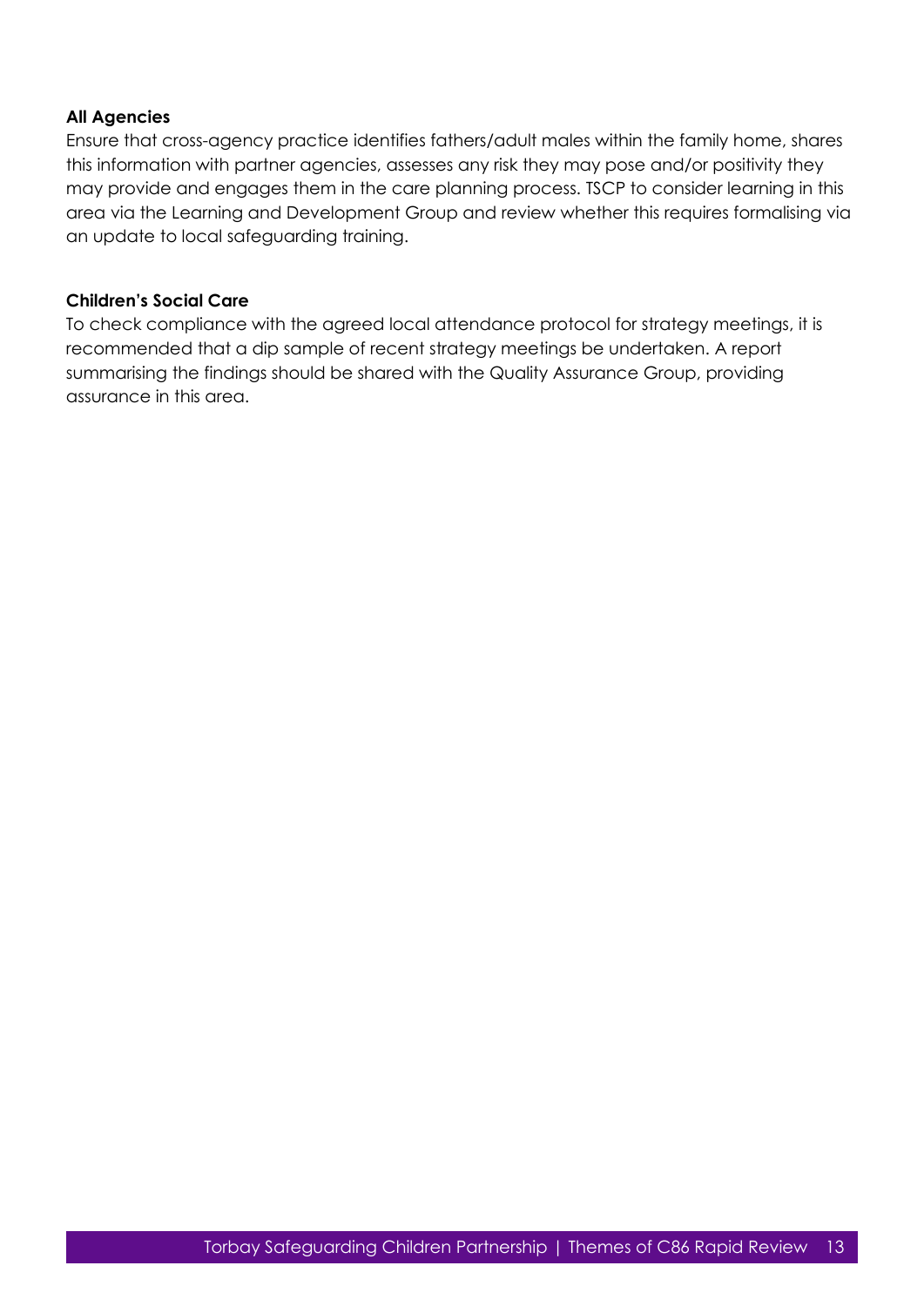**All Agencies**

Ensure that cross-agency practice identifies fathers/adult males within the family home, shares this information with partner agencies, assesses any risk they may pose and/or positivity they may provide and engages them in the care planning process. TSCP to consider learning in this area via the Learning and Development Group and review whether this requires formalising via an update to local safeguarding training.

**Children's Social Care**

To check compliance with the agreed local attendance protocol for strategy meetings, it is recommended that a dip sample of recent strategy meetings be undertaken. A report summarising the findings should be shared with the Quality Assurance Group, providing assurance in this area.